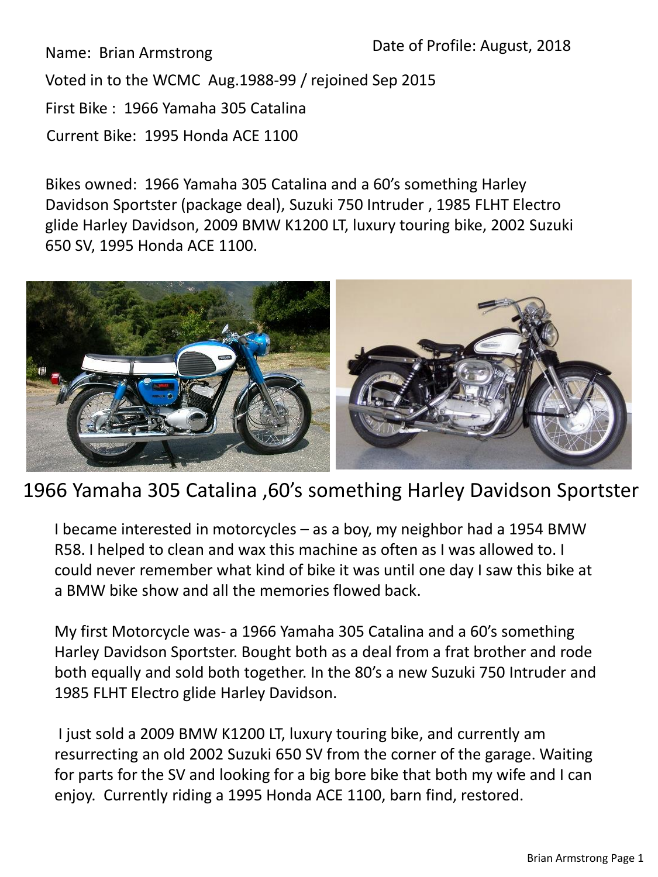Name: Brian Armstrong

Date of Profile: August, 2018

Voted in to the WCMC Aug.1988-99 / rejoined Sep 2015

First Bike : 1966 Yamaha 305 Catalina

Current Bike: 1995 Honda ACE 1100

Bikes owned: 1966 Yamaha 305 Catalina and a 60's something Harley Davidson Sportster (package deal), Suzuki 750 Intruder , 1985 FLHT Electro glide Harley Davidson, 2009 BMW K1200 LT, luxury touring bike, 2002 Suzuki 650 SV, 1995 Honda ACE 1100.

1966 Yamaha 305 Catalina ,60's something Harley Davidson Sportster

I became interested in motorcycles – as a boy, my neighbor had a 1954 BMW R58. I helped to clean and wax this machine as often as I was allowed to. I could never remember what kind of bike it was until one day I saw this bike at a BMW bike show and all the memories flowed back.

My first Motorcycle was- a 1966 Yamaha 305 Catalina and a 60's something Harley Davidson Sportster. Bought both as a deal from a frat brother and rode both equally and sold both together. In the 80's a new Suzuki 750 Intruder and 1985 FLHT Electro glide Harley Davidson.

I just sold a 2009 BMW K1200 LT, luxury touring bike, and currently am resurrecting an old 2002 Suzuki 650 SV from the corner of the garage. Waiting for parts for the SV and looking for a big bore bike that both my wife and I can enjoy. Currently riding a 1995 Honda ACE 1100, barn find, restored.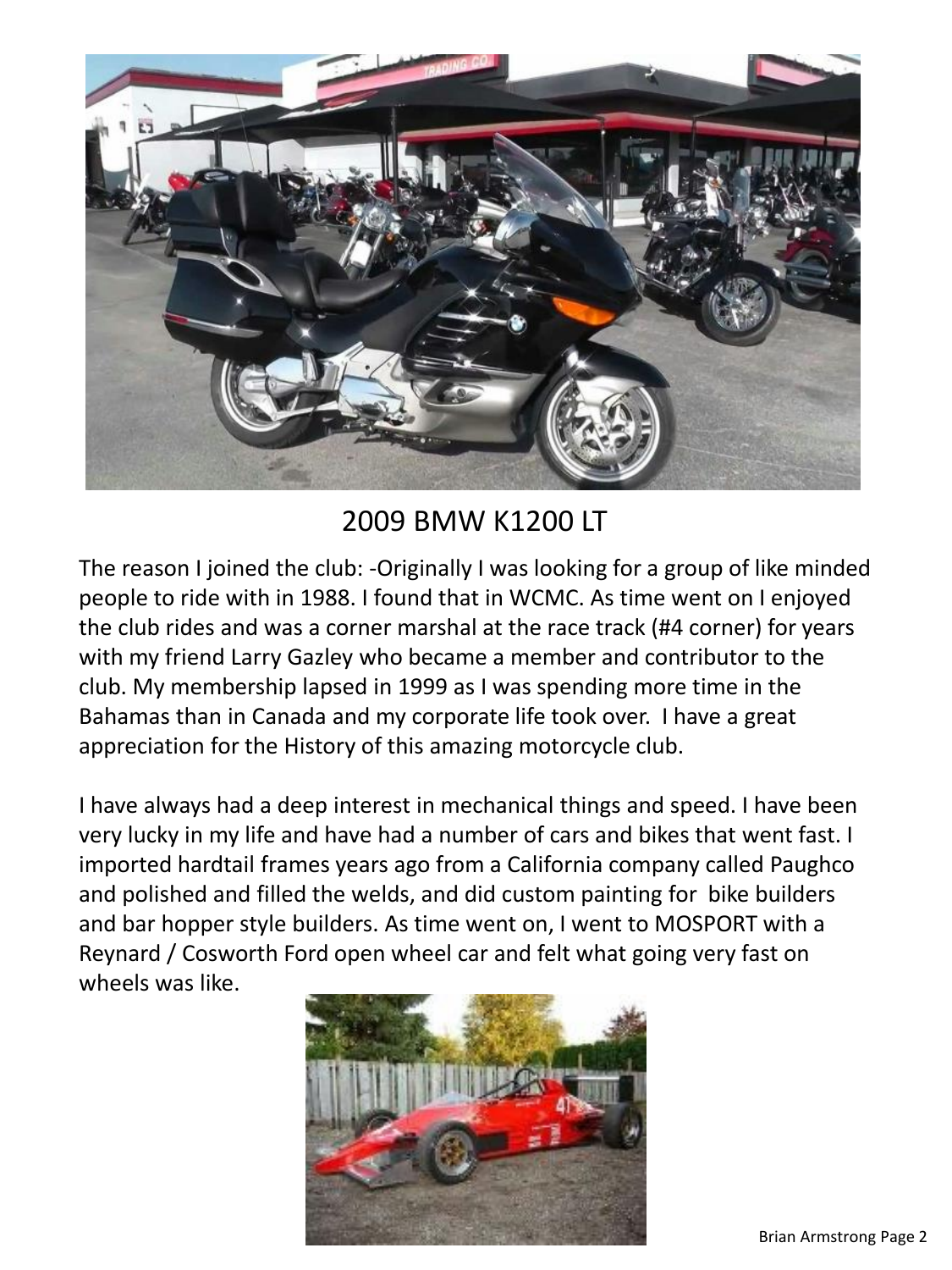2009 BMW K1200 LT

The reason I joined the club: -Originally I was looking for a group of like minded people to ride with in 1988. I found that in WCMC. As time went on I enjoyed the club rides and was a corner marshal at the race track (#4 corner) for years with my friend Larry Gazley who became a member and contributor to the club. My membership lapsed in 1999 as I was spending more time in the Bahamas than in Canada and my corporate life took over. I have a great appreciation for the History of this amazing motorcycle club.

I have always had a deep interest in mechanical things and speed. I have been very lucky in my life and have had a number of cars and bikes that went fast. I imported hardtail frames years ago from a California company called Paughco and polished and filled the welds, and did custom painting for bike builders and bar hopper style builders. As time went on, I went to MOSPORT with a Reynard / Cosworth Ford open wheel car and felt what going very fast on wheels was like.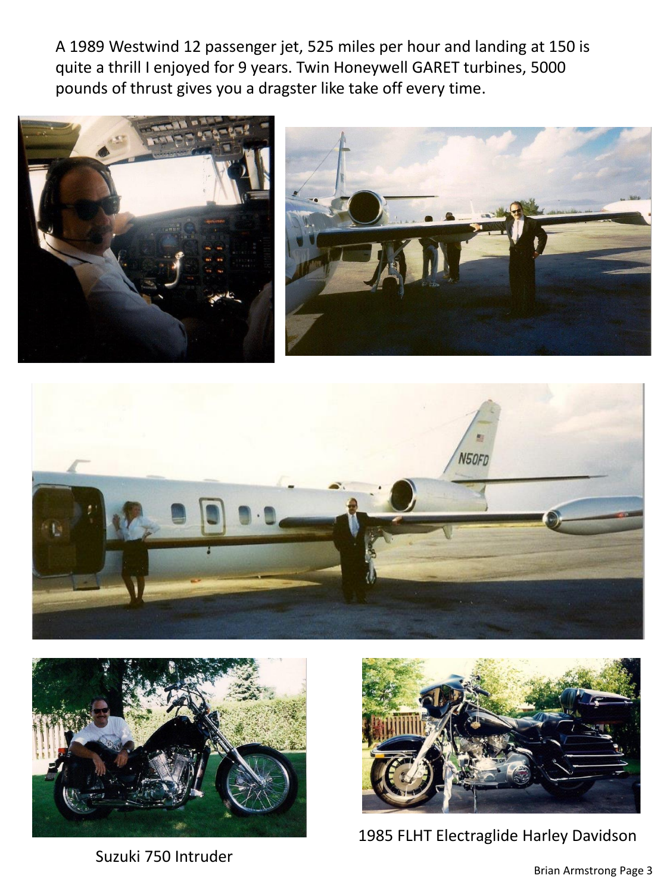A 1989 Westwind 12 passenger jet, 525 miles per hour and landing at 150 is quite a thrill I enjoyed for 9 years. Twin Honeywell GARET turbines, 5000 pounds of thrust gives you a dragster like take off every time.

Suzuki 750 Intruder

1985 FLHT Electraglide Harley Davidson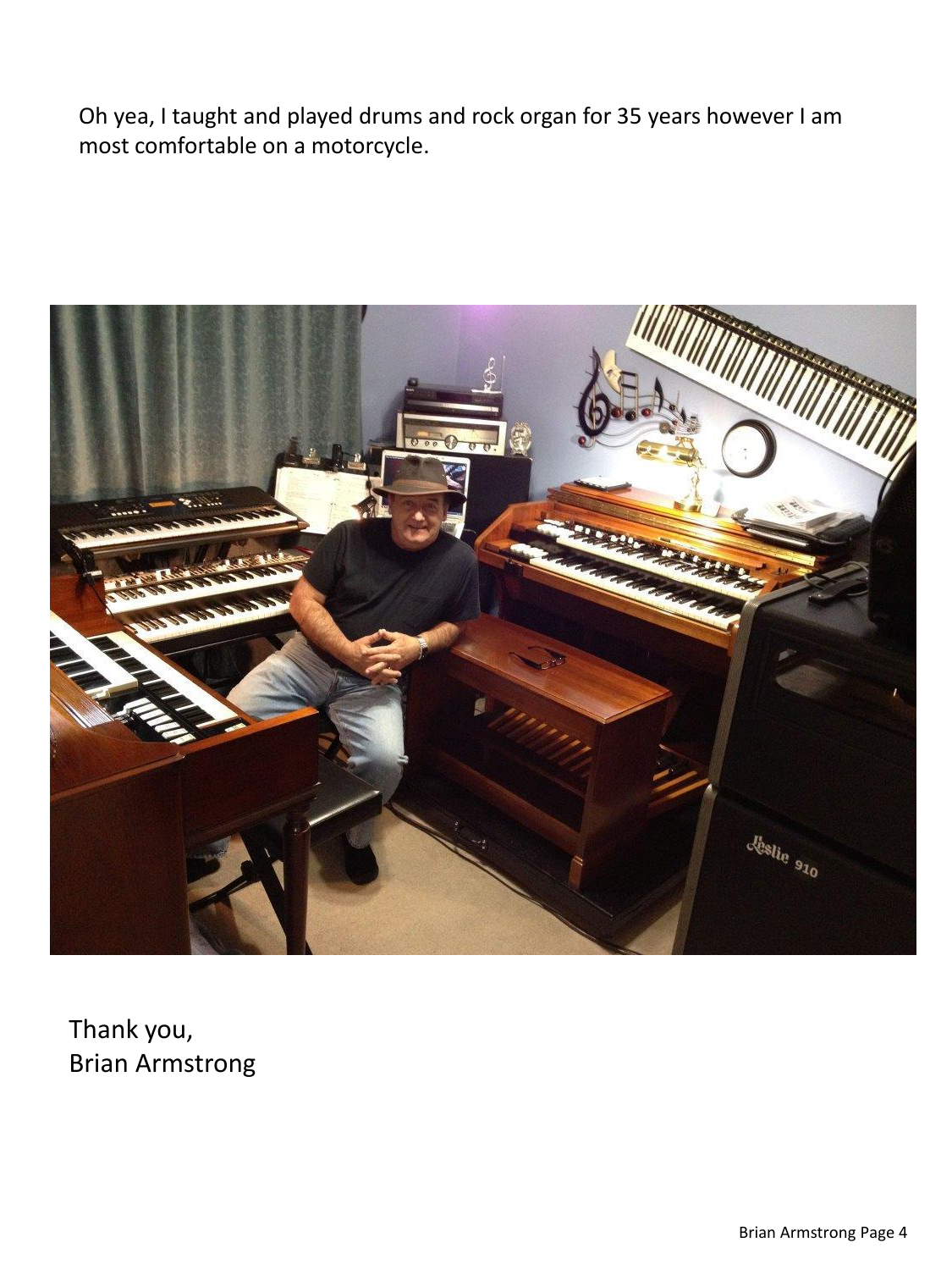Oh yea, I taught and played drums and rock organ for 35 years however I am most comfortable on a motorcycle.

Thank you,
Brian Armstrong